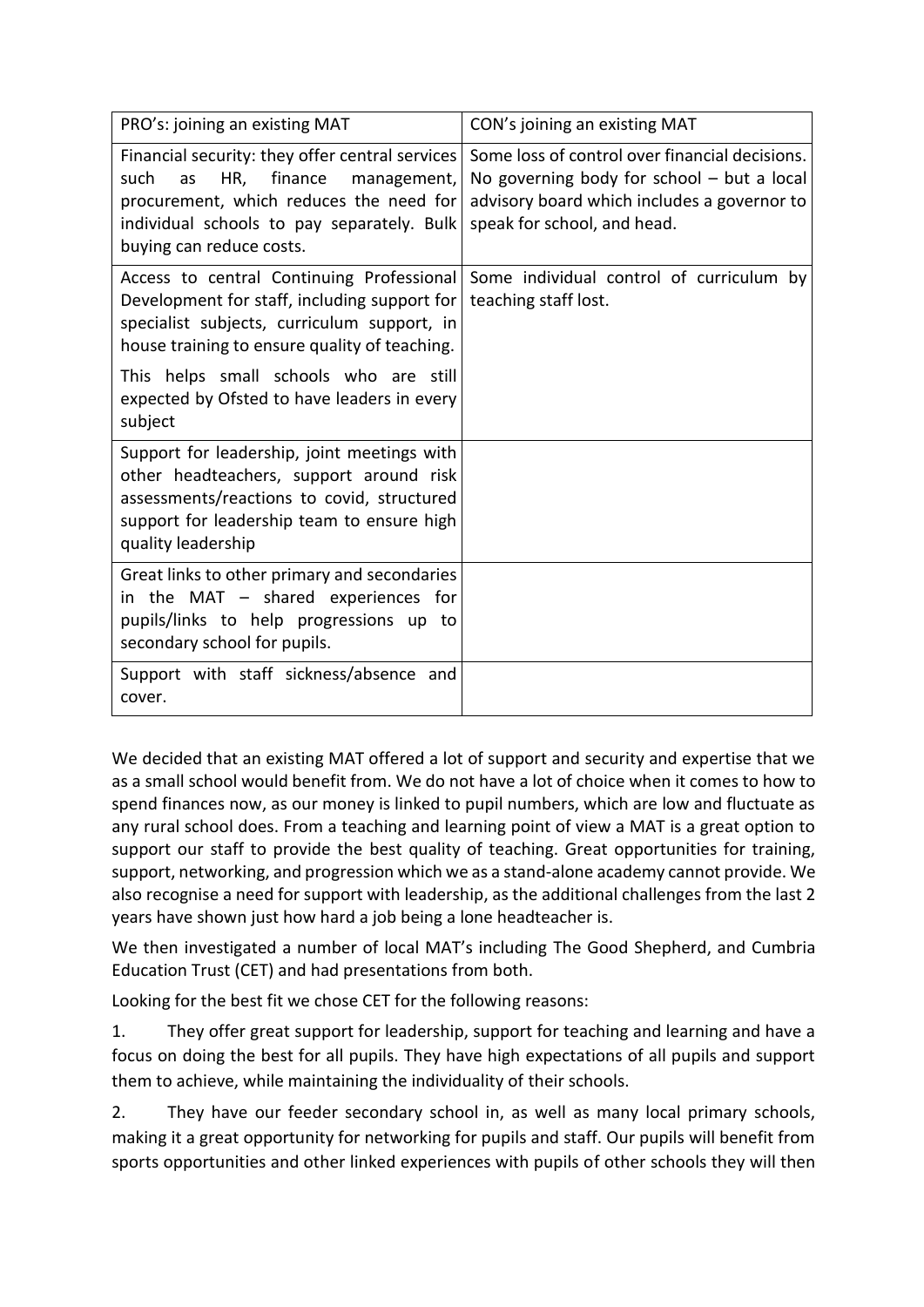| PRO's: joining an existing MAT | CON's joining an existing MAT |
| --- | --- |
| Financial security: they offer central services such as HR, finance management, procurement, which reduces the need for individual schools to pay separately. Bulk buying can reduce costs. | Some loss of control over financial decisions. No governing body for school – but a local advisory board which includes a governor to speak for school, and head. |
| Access to central Continuing Professional Development for staff, including support for specialist subjects, curriculum support, in house training to ensure quality of teaching.<br><br>This helps small schools who are still expected by Ofsted to have leaders in every subject | Some individual control of curriculum by teaching staff lost. |
| Support for leadership, joint meetings with other headteachers, support around risk assessments/reactions to covid, structured support for leadership team to ensure high quality leadership | |
| Great links to other primary and secondaries in the MAT – shared experiences for pupils/links to help progressions up to secondary school for pupils. | |
| Support with staff sickness/absence and cover. | |

We decided that an existing MAT offered a lot of support and security and expertise that we as a small school would benefit from. We do not have a lot of choice when it comes to how to spend finances now, as our money is linked to pupil numbers, which are low and fluctuate as any rural school does. From a teaching and learning point of view a MAT is a great option to support our staff to provide the best quality of teaching. Great opportunities for training, support, networking, and progression which we as a stand-alone academy cannot provide. We also recognise a need for support with leadership, as the additional challenges from the last 2 years have shown just how hard a job being a lone headteacher is.

We then investigated a number of local MAT's including The Good Shepherd, and Cumbria Education Trust (CET) and had presentations from both.

Looking for the best fit we chose CET for the following reasons:

1. They offer great support for leadership, support for teaching and learning and have a focus on doing the best for all pupils. They have high expectations of all pupils and support them to achieve, while maintaining the individuality of their schools.

2. They have our feeder secondary school in, as well as many local primary schools, making it a great opportunity for networking for pupils and staff. Our pupils will benefit from sports opportunities and other linked experiences with pupils of other schools they will then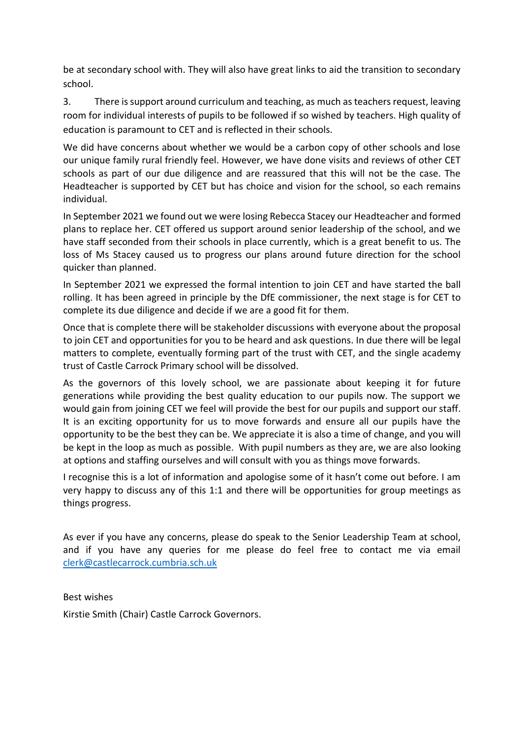be at secondary school with. They will also have great links to aid the transition to secondary school.

3. There is support around curriculum and teaching, as much as teachers request, leaving room for individual interests of pupils to be followed if so wished by teachers. High quality of education is paramount to CET and is reflected in their schools.

We did have concerns about whether we would be a carbon copy of other schools and lose our unique family rural friendly feel. However, we have done visits and reviews of other CET schools as part of our due diligence and are reassured that this will not be the case. The Headteacher is supported by CET but has choice and vision for the school, so each remains individual.

In September 2021 we found out we were losing Rebecca Stacey our Headteacher and formed plans to replace her. CET offered us support around senior leadership of the school, and we have staff seconded from their schools in place currently, which is a great benefit to us. The loss of Ms Stacey caused us to progress our plans around future direction for the school quicker than planned.

In September 2021 we expressed the formal intention to join CET and have started the ball rolling. It has been agreed in principle by the DfE commissioner, the next stage is for CET to complete its due diligence and decide if we are a good fit for them.

Once that is complete there will be stakeholder discussions with everyone about the proposal to join CET and opportunities for you to be heard and ask questions. In due there will be legal matters to complete, eventually forming part of the trust with CET, and the single academy trust of Castle Carrock Primary school will be dissolved.

As the governors of this lovely school, we are passionate about keeping it for future generations while providing the best quality education to our pupils now. The support we would gain from joining CET we feel will provide the best for our pupils and support our staff. It is an exciting opportunity for us to move forwards and ensure all our pupils have the opportunity to be the best they can be. We appreciate it is also a time of change, and you will be kept in the loop as much as possible. With pupil numbers as they are, we are also looking at options and staffing ourselves and will consult with you as things move forwards.

I recognise this is a lot of information and apologise some of it hasn't come out before. I am very happy to discuss any of this 1:1 and there will be opportunities for group meetings as things progress.

As ever if you have any concerns, please do speak to the Senior Leadership Team at school, and if you have any queries for me please do feel free to contact me via email [clerk@castlecarrock.cumbria.sch.uk](mailto:clerk@castlecarrock.cumbria.sch.uk)

Best wishes

Kirstie Smith (Chair) Castle Carrock Governors.